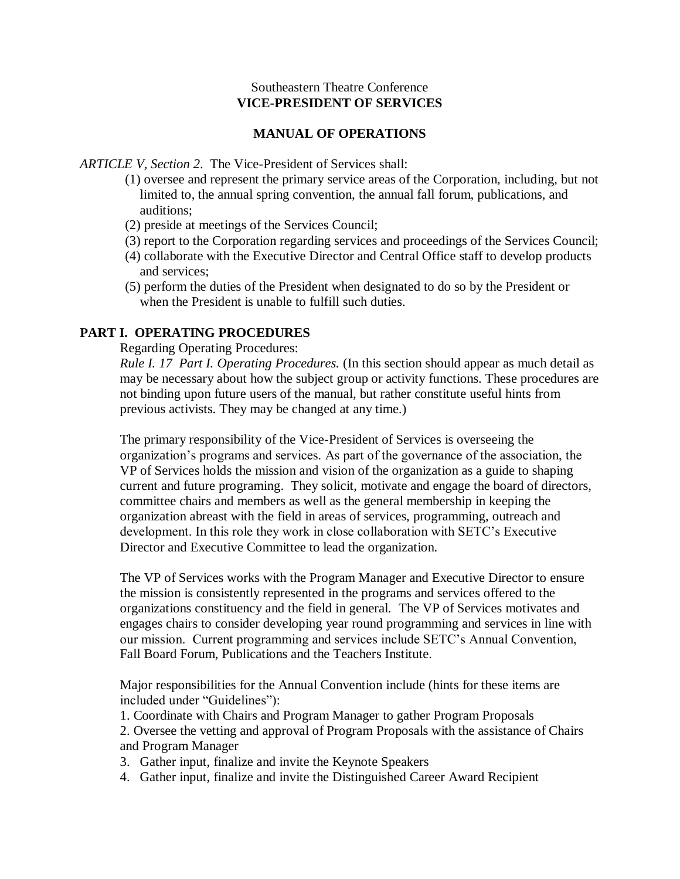Southeastern Theatre Conference

**VICE-PRESIDENT OF SERVICES**

**MANUAL OF OPERATIONS**

*ARTICLE V, Section 2*. The Vice-President of Services shall:

(1) oversee and represent the primary service areas of the Corporation, including, but not limited to, the annual spring convention, the annual fall forum, publications, and auditions;
(2) preside at meetings of the Services Council;
(3) report to the Corporation regarding services and proceedings of the Services Council;
(4) collaborate with the Executive Director and Central Office staff to develop products and services;
(5) perform the duties of the President when designated to do so by the President or when the President is unable to fulfill such duties.

## PART I. OPERATING PROCEDURES

Regarding Operating Procedures:

*Rule I. 17 Part I. Operating Procedures.* (In this section should appear as much detail as may be necessary about how the subject group or activity functions. These procedures are not binding upon future users of the manual, but rather constitute useful hints from previous activists. They may be changed at any time.)

The primary responsibility of the Vice-President of Services is overseeing the organization's programs and services. As part of the governance of the association, the VP of Services holds the mission and vision of the organization as a guide to shaping current and future programing. They solicit, motivate and engage the board of directors, committee chairs and members as well as the general membership in keeping the organization abreast with the field in areas of services, programming, outreach and development. In this role they work in close collaboration with SETC's Executive Director and Executive Committee to lead the organization.

The VP of Services works with the Program Manager and Executive Director to ensure the mission is consistently represented in the programs and services offered to the organizations constituency and the field in general. The VP of Services motivates and engages chairs to consider developing year round programming and services in line with our mission. Current programming and services include SETC's Annual Convention, Fall Board Forum, Publications and the Teachers Institute.

Major responsibilities for the Annual Convention include (hints for these items are included under "Guidelines"):

1. Coordinate with Chairs and Program Manager to gather Program Proposals
2. Oversee the vetting and approval of Program Proposals with the assistance of Chairs and Program Manager
3. Gather input, finalize and invite the Keynote Speakers
4. Gather input, finalize and invite the Distinguished Career Award Recipient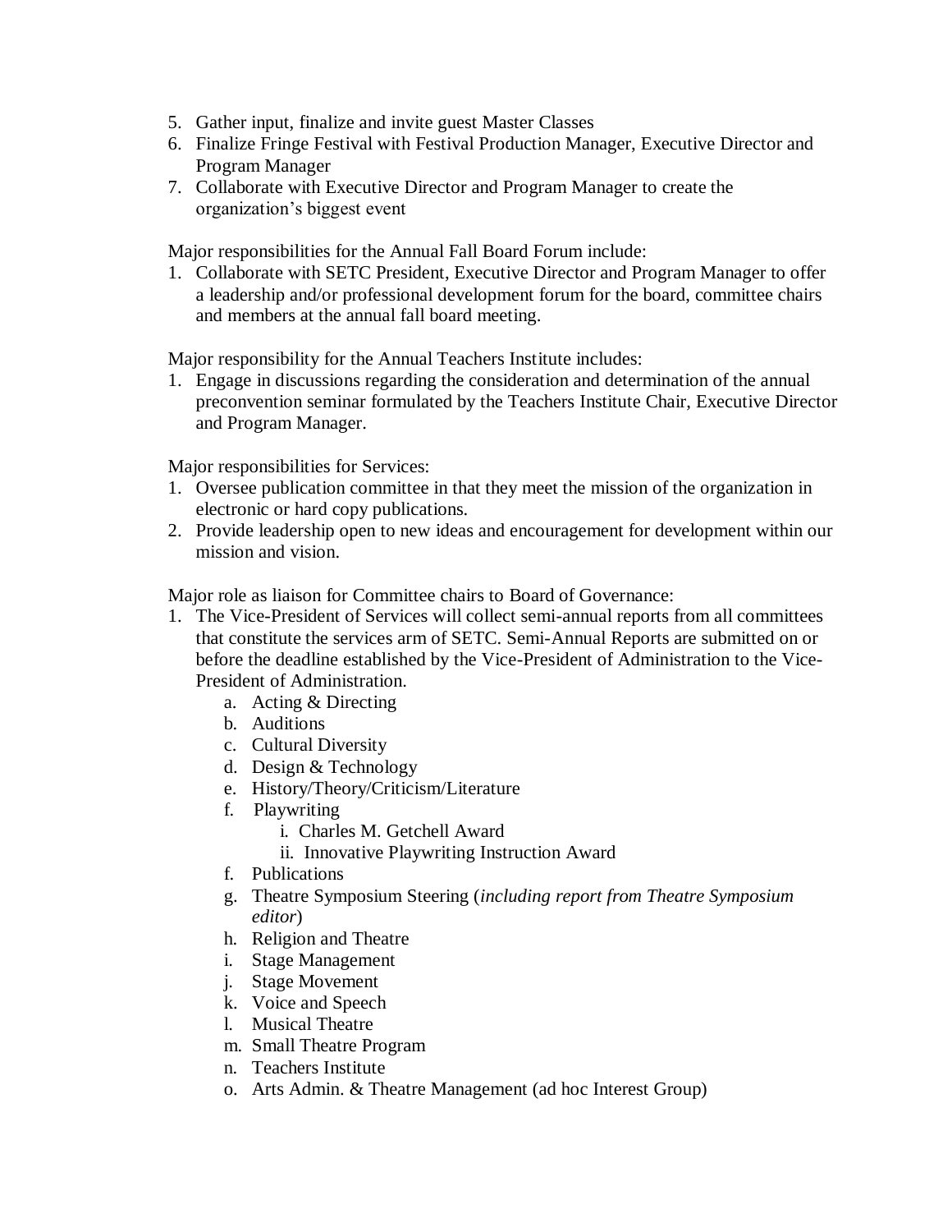5. Gather input, finalize and invite guest Master Classes
6. Finalize Fringe Festival with Festival Production Manager, Executive Director and Program Manager
7. Collaborate with Executive Director and Program Manager to create the organization's biggest event

Major responsibilities for the Annual Fall Board Forum include:

1. Collaborate with SETC President, Executive Director and Program Manager to offer a leadership and/or professional development forum for the board, committee chairs and members at the annual fall board meeting.

Major responsibility for the Annual Teachers Institute includes:

1. Engage in discussions regarding the consideration and determination of the annual preconvention seminar formulated by the Teachers Institute Chair, Executive Director and Program Manager.

Major responsibilities for Services:

1. Oversee publication committee in that they meet the mission of the organization in electronic or hard copy publications.
2. Provide leadership open to new ideas and encouragement for development within our mission and vision.

Major role as liaison for Committee chairs to Board of Governance:

1. The Vice-President of Services will collect semi-annual reports from all committees that constitute the services arm of SETC. Semi-Annual Reports are submitted on or before the deadline established by the Vice-President of Administration to the Vice-President of Administration.
   a. Acting & Directing
   b. Auditions
   c. Cultural Diversity
   d. Design & Technology
   e. History/Theory/Criticism/Literature
   f. Playwriting
      i. Charles M. Getchell Award
      ii. Innovative Playwriting Instruction Award
   f. Publications
   g. Theatre Symposium Steering (*including report from Theatre Symposium editor*)
   h. Religion and Theatre
   i. Stage Management
   j. Stage Movement
   k. Voice and Speech
   l. Musical Theatre
   m. Small Theatre Program
   n. Teachers Institute
   o. Arts Admin. & Theatre Management (ad hoc Interest Group)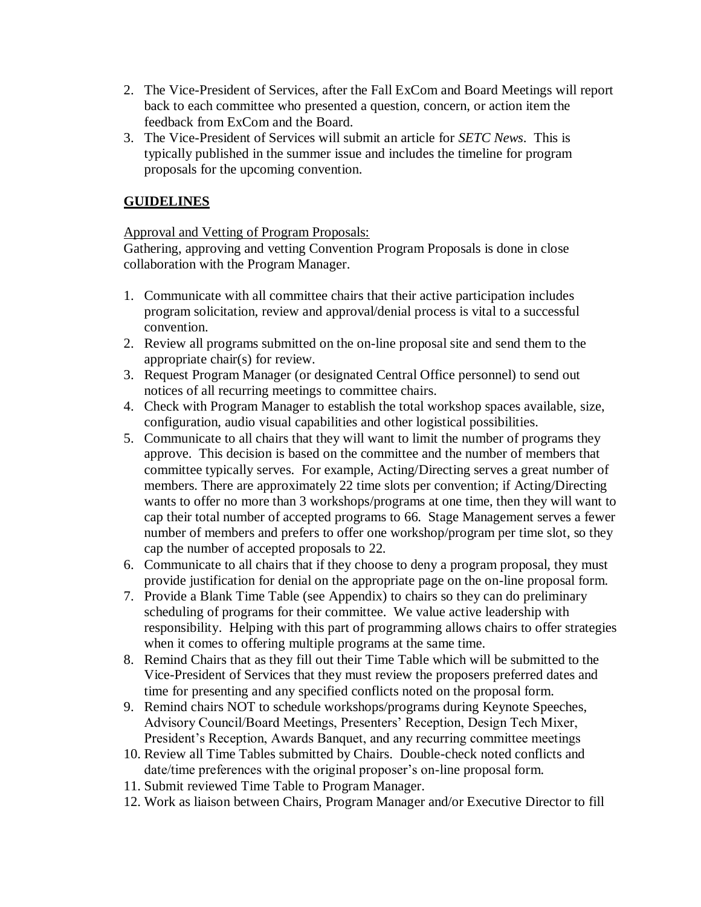2. The Vice-President of Services, after the Fall ExCom and Board Meetings will report back to each committee who presented a question, concern, or action item the feedback from ExCom and the Board.
3. The Vice-President of Services will submit an article for *SETC News*. This is typically published in the summer issue and includes the timeline for program proposals for the upcoming convention.

## GUIDELINES

Approval and Vetting of Program Proposals:
Gathering, approving and vetting Convention Program Proposals is done in close collaboration with the Program Manager.

1. Communicate with all committee chairs that their active participation includes program solicitation, review and approval/denial process is vital to a successful convention.
2. Review all programs submitted on the on-line proposal site and send them to the appropriate chair(s) for review.
3. Request Program Manager (or designated Central Office personnel) to send out notices of all recurring meetings to committee chairs.
4. Check with Program Manager to establish the total workshop spaces available, size, configuration, audio visual capabilities and other logistical possibilities.
5. Communicate to all chairs that they will want to limit the number of programs they approve. This decision is based on the committee and the number of members that committee typically serves. For example, Acting/Directing serves a great number of members. There are approximately 22 time slots per convention; if Acting/Directing wants to offer no more than 3 workshops/programs at one time, then they will want to cap their total number of accepted programs to 66. Stage Management serves a fewer number of members and prefers to offer one workshop/program per time slot, so they cap the number of accepted proposals to 22.
6. Communicate to all chairs that if they choose to deny a program proposal, they must provide justification for denial on the appropriate page on the on-line proposal form.
7. Provide a Blank Time Table (see Appendix) to chairs so they can do preliminary scheduling of programs for their committee. We value active leadership with responsibility. Helping with this part of programming allows chairs to offer strategies when it comes to offering multiple programs at the same time.
8. Remind Chairs that as they fill out their Time Table which will be submitted to the Vice-President of Services that they must review the proposers preferred dates and time for presenting and any specified conflicts noted on the proposal form.
9. Remind chairs NOT to schedule workshops/programs during Keynote Speeches, Advisory Council/Board Meetings, Presenters' Reception, Design Tech Mixer, President's Reception, Awards Banquet, and any recurring committee meetings
10. Review all Time Tables submitted by Chairs. Double-check noted conflicts and date/time preferences with the original proposer's on-line proposal form.
11. Submit reviewed Time Table to Program Manager.
12. Work as liaison between Chairs, Program Manager and/or Executive Director to fill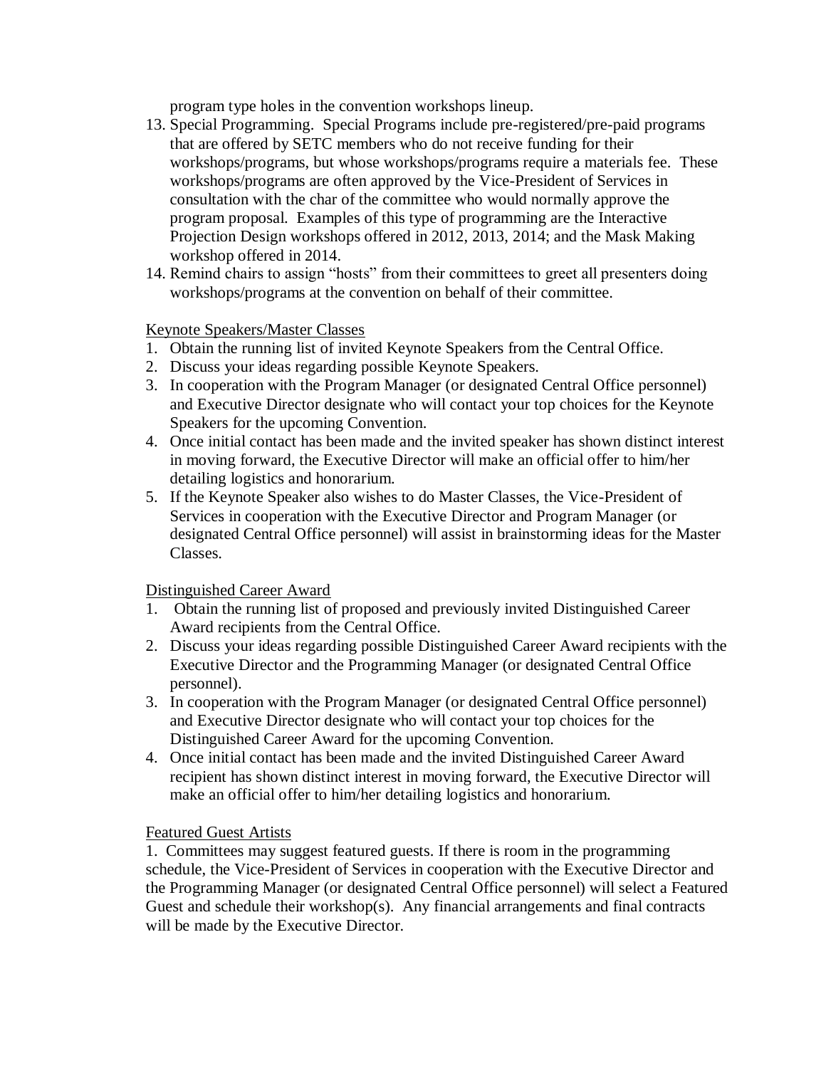program type holes in the convention workshops lineup.

13. Special Programming. Special Programs include pre-registered/pre-paid programs that are offered by SETC members who do not receive funding for their workshops/programs, but whose workshops/programs require a materials fee. These workshops/programs are often approved by the Vice-President of Services in consultation with the char of the committee who would normally approve the program proposal. Examples of this type of programming are the Interactive Projection Design workshops offered in 2012, 2013, 2014; and the Mask Making workshop offered in 2014.
14. Remind chairs to assign "hosts" from their committees to greet all presenters doing workshops/programs at the convention on behalf of their committee.

Keynote Speakers/Master Classes

1. Obtain the running list of invited Keynote Speakers from the Central Office.
2. Discuss your ideas regarding possible Keynote Speakers.
3. In cooperation with the Program Manager (or designated Central Office personnel) and Executive Director designate who will contact your top choices for the Keynote Speakers for the upcoming Convention.
4. Once initial contact has been made and the invited speaker has shown distinct interest in moving forward, the Executive Director will make an official offer to him/her detailing logistics and honorarium.
5. If the Keynote Speaker also wishes to do Master Classes, the Vice-President of Services in cooperation with the Executive Director and Program Manager (or designated Central Office personnel) will assist in brainstorming ideas for the Master Classes.

Distinguished Career Award

1. Obtain the running list of proposed and previously invited Distinguished Career Award recipients from the Central Office.
2. Discuss your ideas regarding possible Distinguished Career Award recipients with the Executive Director and the Programming Manager (or designated Central Office personnel).
3. In cooperation with the Program Manager (or designated Central Office personnel) and Executive Director designate who will contact your top choices for the Distinguished Career Award for the upcoming Convention.
4. Once initial contact has been made and the invited Distinguished Career Award recipient has shown distinct interest in moving forward, the Executive Director will make an official offer to him/her detailing logistics and honorarium.

Featured Guest Artists

1. Committees may suggest featured guests. If there is room in the programming schedule, the Vice-President of Services in cooperation with the Executive Director and the Programming Manager (or designated Central Office personnel) will select a Featured Guest and schedule their workshop(s). Any financial arrangements and final contracts will be made by the Executive Director.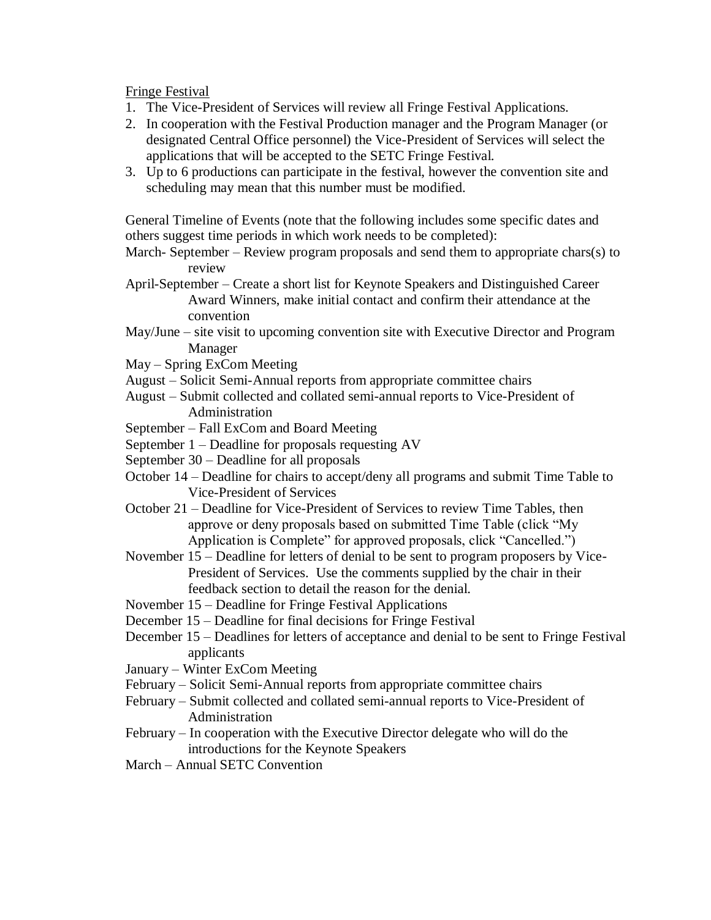Fringe Festival

1. The Vice-President of Services will review all Fringe Festival Applications.
2. In cooperation with the Festival Production manager and the Program Manager (or designated Central Office personnel) the Vice-President of Services will select the applications that will be accepted to the SETC Fringe Festival.
3. Up to 6 productions can participate in the festival, however the convention site and scheduling may mean that this number must be modified.

General Timeline of Events (note that the following includes some specific dates and others suggest time periods in which work needs to be completed):

March- September – Review program proposals and send them to appropriate chars(s) to review

April-September – Create a short list for Keynote Speakers and Distinguished Career Award Winners, make initial contact and confirm their attendance at the convention

May/June – site visit to upcoming convention site with Executive Director and Program Manager

May – Spring ExCom Meeting

August – Solicit Semi-Annual reports from appropriate committee chairs

August – Submit collected and collated semi-annual reports to Vice-President of Administration

September – Fall ExCom and Board Meeting

September 1 – Deadline for proposals requesting AV

September 30 – Deadline for all proposals

October 14 – Deadline for chairs to accept/deny all programs and submit Time Table to Vice-President of Services

October 21 – Deadline for Vice-President of Services to review Time Tables, then approve or deny proposals based on submitted Time Table (click "My Application is Complete" for approved proposals, click "Cancelled.")

November 15 – Deadline for letters of denial to be sent to program proposers by Vice-President of Services. Use the comments supplied by the chair in their feedback section to detail the reason for the denial.

November 15 – Deadline for Fringe Festival Applications

December 15 – Deadline for final decisions for Fringe Festival

December 15 – Deadlines for letters of acceptance and denial to be sent to Fringe Festival applicants

January – Winter ExCom Meeting

February – Solicit Semi-Annual reports from appropriate committee chairs

February – Submit collected and collated semi-annual reports to Vice-President of Administration

February – In cooperation with the Executive Director delegate who will do the introductions for the Keynote Speakers

March – Annual SETC Convention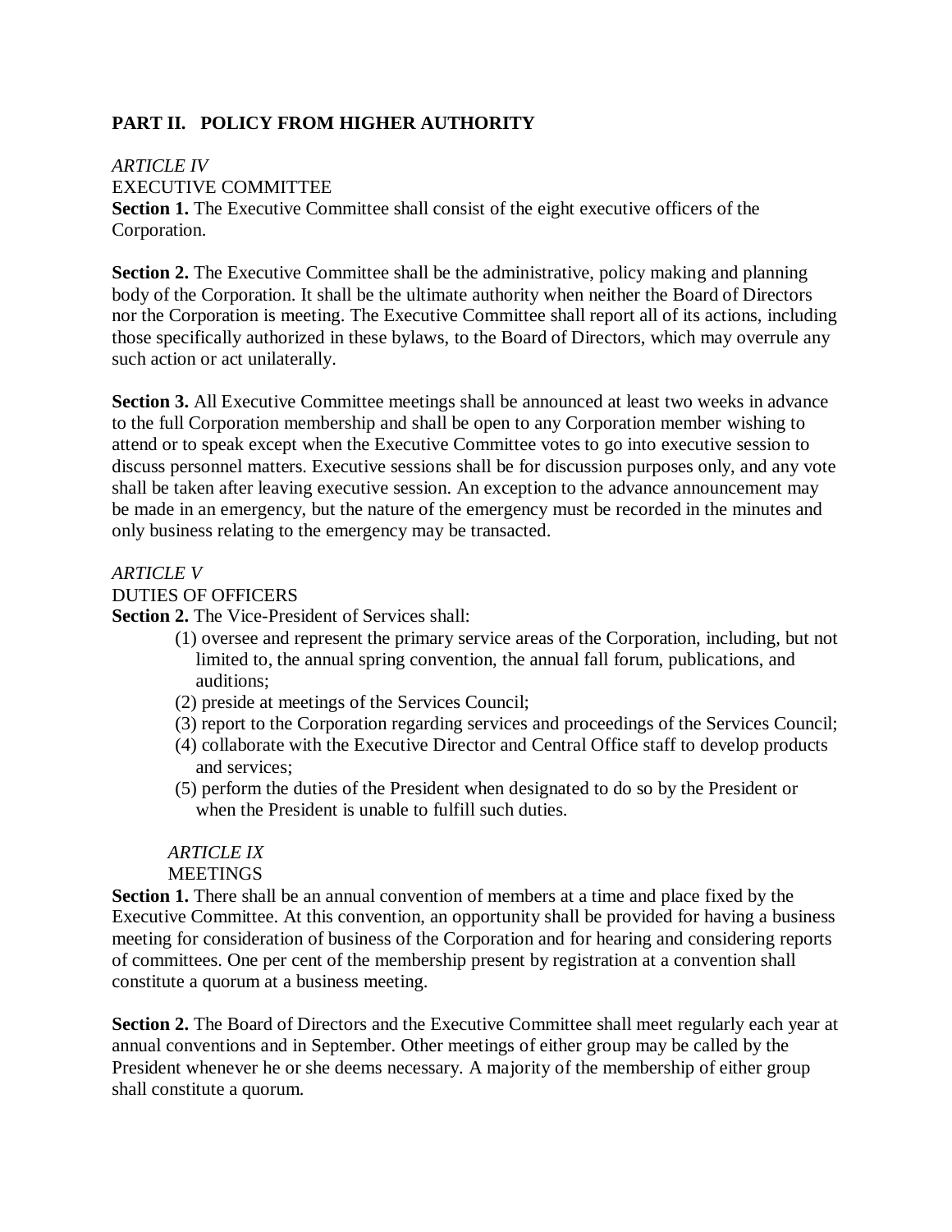## PART II. POLICY FROM HIGHER AUTHORITY

*ARTICLE IV*
EXECUTIVE COMMITTEE

**Section 1.** The Executive Committee shall consist of the eight executive officers of the Corporation.

**Section 2.** The Executive Committee shall be the administrative, policy making and planning body of the Corporation. It shall be the ultimate authority when neither the Board of Directors nor the Corporation is meeting. The Executive Committee shall report all of its actions, including those specifically authorized in these bylaws, to the Board of Directors, which may overrule any such action or act unilaterally.

**Section 3.** All Executive Committee meetings shall be announced at least two weeks in advance to the full Corporation membership and shall be open to any Corporation member wishing to attend or to speak except when the Executive Committee votes to go into executive session to discuss personnel matters. Executive sessions shall be for discussion purposes only, and any vote shall be taken after leaving executive session. An exception to the advance announcement may be made in an emergency, but the nature of the emergency must be recorded in the minutes and only business relating to the emergency may be transacted.

*ARTICLE V*
DUTIES OF OFFICERS

**Section 2.** The Vice-President of Services shall:

(1) oversee and represent the primary service areas of the Corporation, including, but not limited to, the annual spring convention, the annual fall forum, publications, and auditions;
(2) preside at meetings of the Services Council;
(3) report to the Corporation regarding services and proceedings of the Services Council;
(4) collaborate with the Executive Director and Central Office staff to develop products and services;
(5) perform the duties of the President when designated to do so by the President or when the President is unable to fulfill such duties.

*ARTICLE IX*
MEETINGS

**Section 1.** There shall be an annual convention of members at a time and place fixed by the Executive Committee. At this convention, an opportunity shall be provided for having a business meeting for consideration of business of the Corporation and for hearing and considering reports of committees. One per cent of the membership present by registration at a convention shall constitute a quorum at a business meeting.

**Section 2.** The Board of Directors and the Executive Committee shall meet regularly each year at annual conventions and in September. Other meetings of either group may be called by the President whenever he or she deems necessary. A majority of the membership of either group shall constitute a quorum.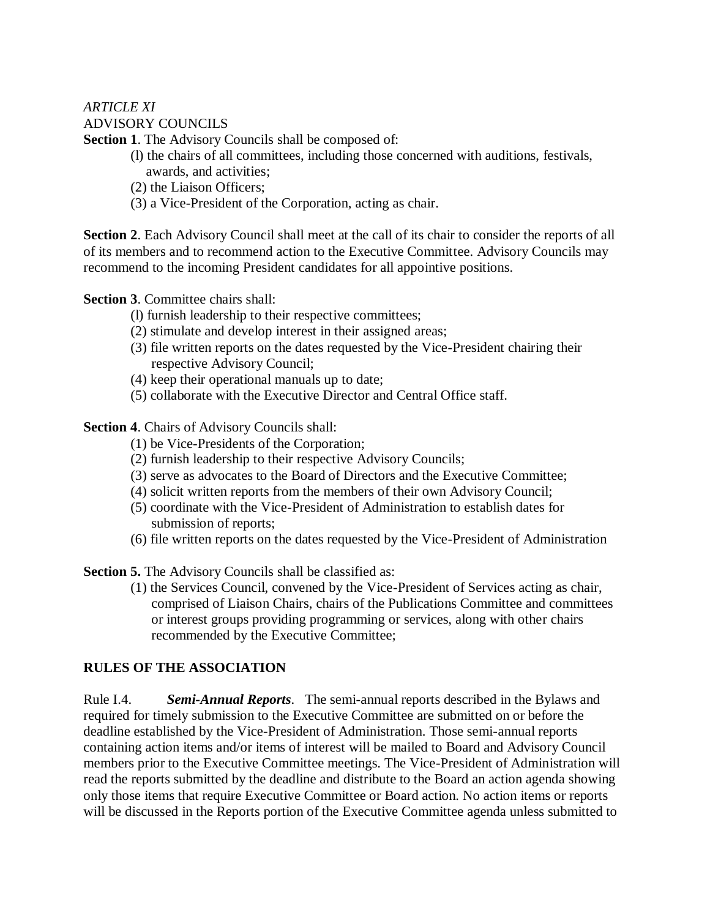*ARTICLE XI*

ADVISORY COUNCILS

**Section 1**. The Advisory Councils shall be composed of:

(l) the chairs of all committees, including those concerned with auditions, festivals, awards, and activities;
(2) the Liaison Officers;
(3) a Vice-President of the Corporation, acting as chair.

**Section 2**. Each Advisory Council shall meet at the call of its chair to consider the reports of all of its members and to recommend action to the Executive Committee. Advisory Councils may recommend to the incoming President candidates for all appointive positions.

**Section 3**. Committee chairs shall:

(l) furnish leadership to their respective committees;
(2) stimulate and develop interest in their assigned areas;
(3) file written reports on the dates requested by the Vice-President chairing their respective Advisory Council;
(4) keep their operational manuals up to date;
(5) collaborate with the Executive Director and Central Office staff.

**Section 4**. Chairs of Advisory Councils shall:

(1) be Vice-Presidents of the Corporation;
(2) furnish leadership to their respective Advisory Councils;
(3) serve as advocates to the Board of Directors and the Executive Committee;
(4) solicit written reports from the members of their own Advisory Council;
(5) coordinate with the Vice-President of Administration to establish dates for submission of reports;
(6) file written reports on the dates requested by the Vice-President of Administration

**Section 5.** The Advisory Councils shall be classified as:

(1) the Services Council, convened by the Vice-President of Services acting as chair, comprised of Liaison Chairs, chairs of the Publications Committee and committees or interest groups providing programming or services, along with other chairs recommended by the Executive Committee;

**RULES OF THE ASSOCIATION**

Rule I.4. ***Semi-Annual Reports***. The semi-annual reports described in the Bylaws and required for timely submission to the Executive Committee are submitted on or before the deadline established by the Vice-President of Administration. Those semi-annual reports containing action items and/or items of interest will be mailed to Board and Advisory Council members prior to the Executive Committee meetings. The Vice-President of Administration will read the reports submitted by the deadline and distribute to the Board an action agenda showing only those items that require Executive Committee or Board action. No action items or reports will be discussed in the Reports portion of the Executive Committee agenda unless submitted to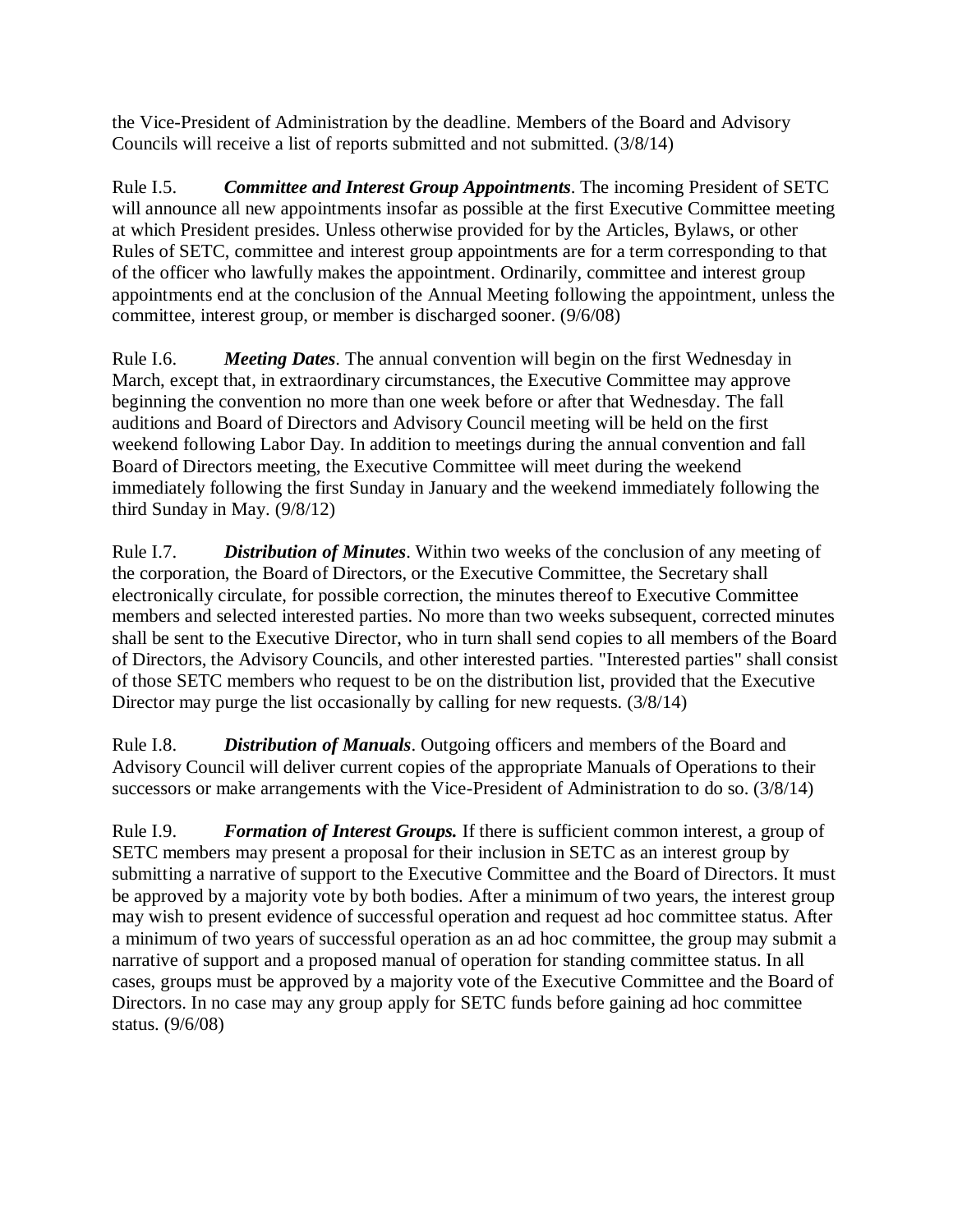the Vice-President of Administration by the deadline. Members of the Board and Advisory Councils will receive a list of reports submitted and not submitted. (3/8/14)

Rule I.5. ***Committee and Interest Group Appointments***. The incoming President of SETC will announce all new appointments insofar as possible at the first Executive Committee meeting at which President presides. Unless otherwise provided for by the Articles, Bylaws, or other Rules of SETC, committee and interest group appointments are for a term corresponding to that of the officer who lawfully makes the appointment. Ordinarily, committee and interest group appointments end at the conclusion of the Annual Meeting following the appointment, unless the committee, interest group, or member is discharged sooner. (9/6/08)

Rule I.6. ***Meeting Dates***. The annual convention will begin on the first Wednesday in March, except that, in extraordinary circumstances, the Executive Committee may approve beginning the convention no more than one week before or after that Wednesday. The fall auditions and Board of Directors and Advisory Council meeting will be held on the first weekend following Labor Day. In addition to meetings during the annual convention and fall Board of Directors meeting, the Executive Committee will meet during the weekend immediately following the first Sunday in January and the weekend immediately following the third Sunday in May. (9/8/12)

Rule I.7. ***Distribution of Minutes***. Within two weeks of the conclusion of any meeting of the corporation, the Board of Directors, or the Executive Committee, the Secretary shall electronically circulate, for possible correction, the minutes thereof to Executive Committee members and selected interested parties. No more than two weeks subsequent, corrected minutes shall be sent to the Executive Director, who in turn shall send copies to all members of the Board of Directors, the Advisory Councils, and other interested parties. "Interested parties" shall consist of those SETC members who request to be on the distribution list, provided that the Executive Director may purge the list occasionally by calling for new requests. (3/8/14)

Rule I.8. ***Distribution of Manuals***. Outgoing officers and members of the Board and Advisory Council will deliver current copies of the appropriate Manuals of Operations to their successors or make arrangements with the Vice-President of Administration to do so. (3/8/14)

Rule I.9. ***Formation of Interest Groups.*** If there is sufficient common interest, a group of SETC members may present a proposal for their inclusion in SETC as an interest group by submitting a narrative of support to the Executive Committee and the Board of Directors. It must be approved by a majority vote by both bodies. After a minimum of two years, the interest group may wish to present evidence of successful operation and request ad hoc committee status. After a minimum of two years of successful operation as an ad hoc committee, the group may submit a narrative of support and a proposed manual of operation for standing committee status. In all cases, groups must be approved by a majority vote of the Executive Committee and the Board of Directors. In no case may any group apply for SETC funds before gaining ad hoc committee status. (9/6/08)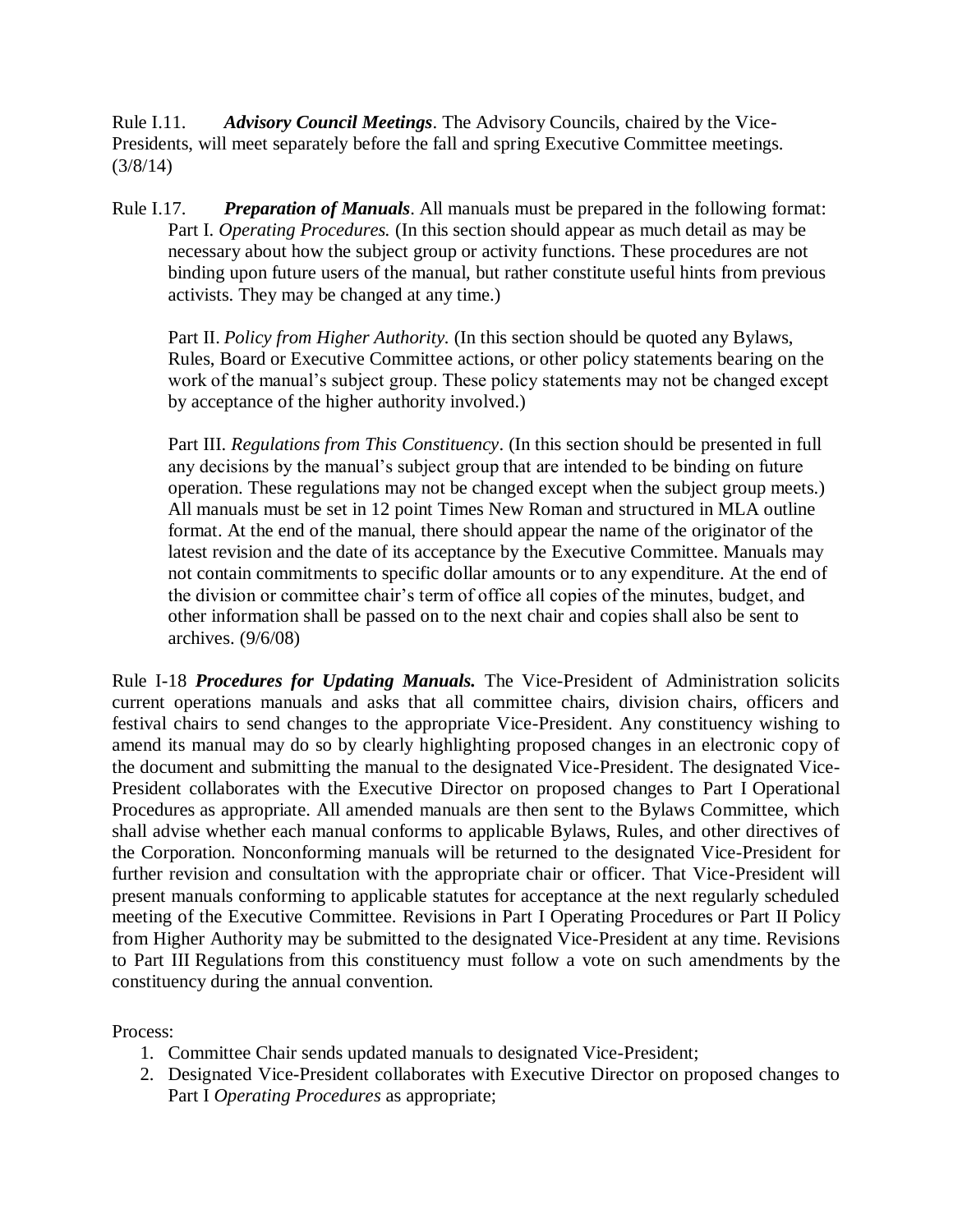Rule I.11. ***Advisory Council Meetings***. The Advisory Councils, chaired by the Vice-Presidents, will meet separately before the fall and spring Executive Committee meetings. (3/8/14)

Rule I.17. ***Preparation of Manuals***. All manuals must be prepared in the following format:

Part I. *Operating Procedures.* (In this section should appear as much detail as may be necessary about how the subject group or activity functions. These procedures are not binding upon future users of the manual, but rather constitute useful hints from previous activists. They may be changed at any time.)

Part II. *Policy from Higher Authority.* (In this section should be quoted any Bylaws, Rules, Board or Executive Committee actions, or other policy statements bearing on the work of the manual's subject group. These policy statements may not be changed except by acceptance of the higher authority involved.)

Part III. *Regulations from This Constituency*. (In this section should be presented in full any decisions by the manual's subject group that are intended to be binding on future operation. These regulations may not be changed except when the subject group meets.) All manuals must be set in 12 point Times New Roman and structured in MLA outline format. At the end of the manual, there should appear the name of the originator of the latest revision and the date of its acceptance by the Executive Committee. Manuals may not contain commitments to specific dollar amounts or to any expenditure. At the end of the division or committee chair's term of office all copies of the minutes, budget, and other information shall be passed on to the next chair and copies shall also be sent to archives. (9/6/08)

Rule I-18 ***Procedures for Updating Manuals.*** The Vice-President of Administration solicits current operations manuals and asks that all committee chairs, division chairs, officers and festival chairs to send changes to the appropriate Vice-President. Any constituency wishing to amend its manual may do so by clearly highlighting proposed changes in an electronic copy of the document and submitting the manual to the designated Vice-President. The designated Vice-President collaborates with the Executive Director on proposed changes to Part I Operational Procedures as appropriate. All amended manuals are then sent to the Bylaws Committee, which shall advise whether each manual conforms to applicable Bylaws, Rules, and other directives of the Corporation. Nonconforming manuals will be returned to the designated Vice-President for further revision and consultation with the appropriate chair or officer. That Vice-President will present manuals conforming to applicable statutes for acceptance at the next regularly scheduled meeting of the Executive Committee. Revisions in Part I Operating Procedures or Part II Policy from Higher Authority may be submitted to the designated Vice-President at any time. Revisions to Part III Regulations from this constituency must follow a vote on such amendments by the constituency during the annual convention.

Process:

1. Committee Chair sends updated manuals to designated Vice-President;
2. Designated Vice-President collaborates with Executive Director on proposed changes to Part I *Operating Procedures* as appropriate;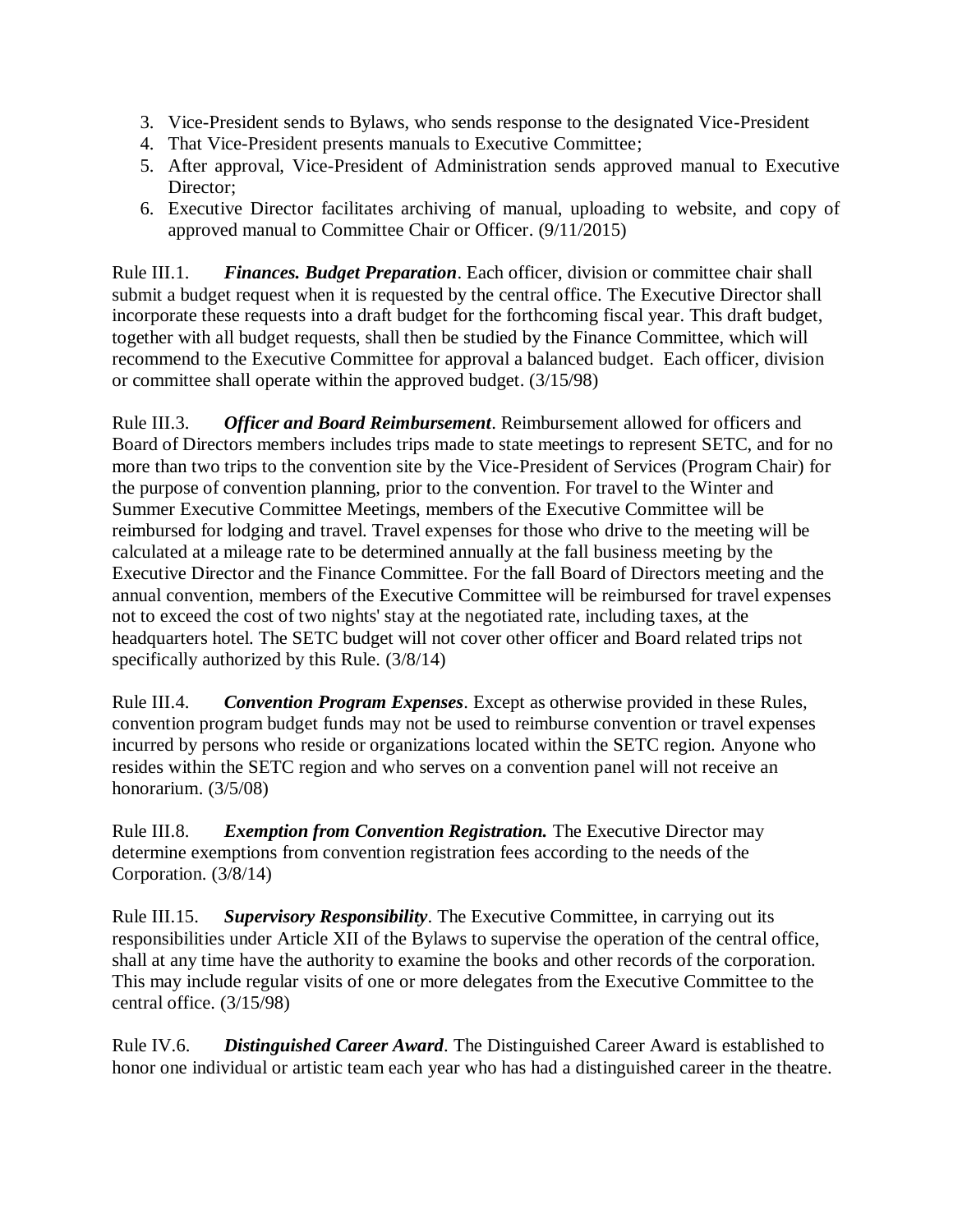3. Vice-President sends to Bylaws, who sends response to the designated Vice-President
4. That Vice-President presents manuals to Executive Committee;
5. After approval, Vice-President of Administration sends approved manual to Executive Director;
6. Executive Director facilitates archiving of manual, uploading to website, and copy of approved manual to Committee Chair or Officer. (9/11/2015)

Rule III.1. ***Finances. Budget Preparation***. Each officer, division or committee chair shall submit a budget request when it is requested by the central office. The Executive Director shall incorporate these requests into a draft budget for the forthcoming fiscal year. This draft budget, together with all budget requests, shall then be studied by the Finance Committee, which will recommend to the Executive Committee for approval a balanced budget. Each officer, division or committee shall operate within the approved budget. (3/15/98)

Rule III.3. ***Officer and Board Reimbursement***. Reimbursement allowed for officers and Board of Directors members includes trips made to state meetings to represent SETC, and for no more than two trips to the convention site by the Vice-President of Services (Program Chair) for the purpose of convention planning, prior to the convention. For travel to the Winter and Summer Executive Committee Meetings, members of the Executive Committee will be reimbursed for lodging and travel. Travel expenses for those who drive to the meeting will be calculated at a mileage rate to be determined annually at the fall business meeting by the Executive Director and the Finance Committee. For the fall Board of Directors meeting and the annual convention, members of the Executive Committee will be reimbursed for travel expenses not to exceed the cost of two nights' stay at the negotiated rate, including taxes, at the headquarters hotel. The SETC budget will not cover other officer and Board related trips not specifically authorized by this Rule. (3/8/14)

Rule III.4. ***Convention Program Expenses***. Except as otherwise provided in these Rules, convention program budget funds may not be used to reimburse convention or travel expenses incurred by persons who reside or organizations located within the SETC region. Anyone who resides within the SETC region and who serves on a convention panel will not receive an honorarium. (3/5/08)

Rule III.8. ***Exemption from Convention Registration.*** The Executive Director may determine exemptions from convention registration fees according to the needs of the Corporation. (3/8/14)

Rule III.15. ***Supervisory Responsibility***. The Executive Committee, in carrying out its responsibilities under Article XII of the Bylaws to supervise the operation of the central office, shall at any time have the authority to examine the books and other records of the corporation. This may include regular visits of one or more delegates from the Executive Committee to the central office. (3/15/98)

Rule IV.6. ***Distinguished Career Award***. The Distinguished Career Award is established to honor one individual or artistic team each year who has had a distinguished career in the theatre.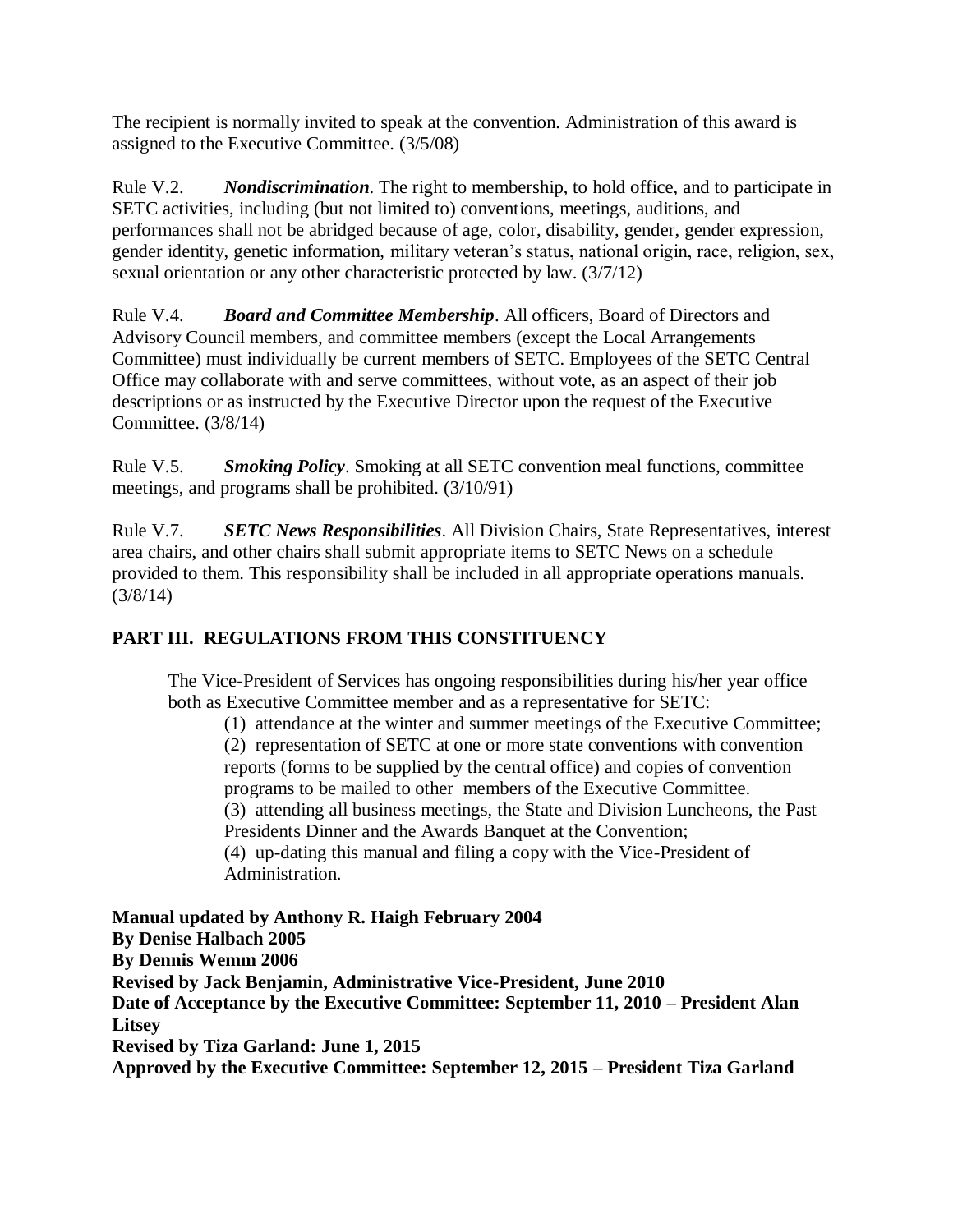The recipient is normally invited to speak at the convention. Administration of this award is assigned to the Executive Committee. (3/5/08)

Rule V.2. ***Nondiscrimination***. The right to membership, to hold office, and to participate in SETC activities, including (but not limited to) conventions, meetings, auditions, and performances shall not be abridged because of age, color, disability, gender, gender expression, gender identity, genetic information, military veteran's status, national origin, race, religion, sex, sexual orientation or any other characteristic protected by law. (3/7/12)

Rule V.4. ***Board and Committee Membership***. All officers, Board of Directors and Advisory Council members, and committee members (except the Local Arrangements Committee) must individually be current members of SETC. Employees of the SETC Central Office may collaborate with and serve committees, without vote, as an aspect of their job descriptions or as instructed by the Executive Director upon the request of the Executive Committee. (3/8/14)

Rule V.5. ***Smoking Policy***. Smoking at all SETC convention meal functions, committee meetings, and programs shall be prohibited. (3/10/91)

Rule V.7. ***SETC News Responsibilities***. All Division Chairs, State Representatives, interest area chairs, and other chairs shall submit appropriate items to SETC News on a schedule provided to them. This responsibility shall be included in all appropriate operations manuals. (3/8/14)

## PART III. REGULATIONS FROM THIS CONSTITUENCY

The Vice-President of Services has ongoing responsibilities during his/her year office both as Executive Committee member and as a representative for SETC:

(1) attendance at the winter and summer meetings of the Executive Committee;
(2) representation of SETC at one or more state conventions with convention reports (forms to be supplied by the central office) and copies of convention programs to be mailed to other members of the Executive Committee.
(3) attending all business meetings, the State and Division Luncheons, the Past Presidents Dinner and the Awards Banquet at the Convention;
(4) up-dating this manual and filing a copy with the Vice-President of Administration.

**Manual updated by Anthony R. Haigh February 2004**
**By Denise Halbach 2005**
**By Dennis Wemm 2006**
**Revised by Jack Benjamin, Administrative Vice-President, June 2010**
**Date of Acceptance by the Executive Committee: September 11, 2010 – President Alan Litsey**
**Revised by Tiza Garland: June 1, 2015**
**Approved by the Executive Committee: September 12, 2015 – President Tiza Garland**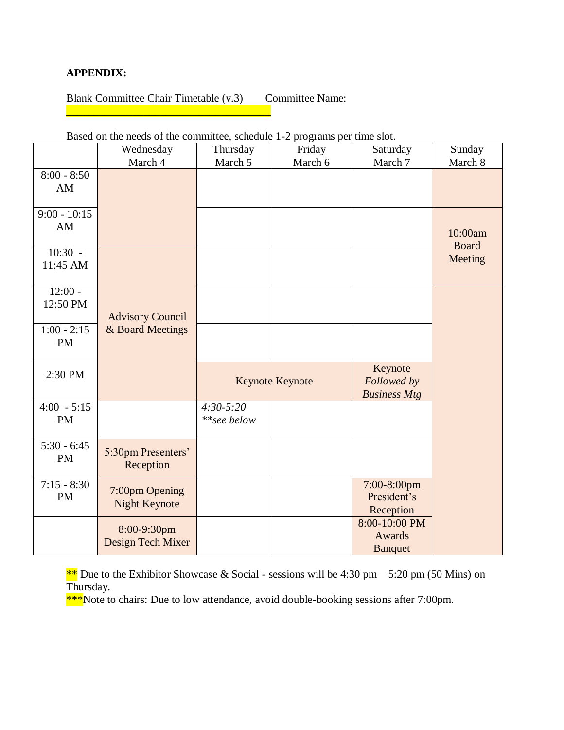**APPENDIX:**

Blank Committee Chair Timetable (v.3) Committee Name: ________________________________________

Based on the needs of the committee, schedule 1-2 programs per time slot.

| | Wednesday March 4 | Thursday March 5 | Friday March 6 | Saturday March 7 | Sunday March 8 |
|---|---|---|---|---|---|
| 8:00 - 8:50 AM | | | | | |
| 9:00 - 10:15 AM | | | | | 10:00am Board Meeting |
| 10:30 - 11:45 AM | Advisory Council & Board Meetings | | | | |
| 12:00 - 12:50 PM | | | | | |
| 1:00 - 2:15 PM | | | | | |
| 2:30 PM | | Keynote | Keynote | Keynote *Followed by Business Mtg* | |
| 4:00 - 5:15 PM | | *4:30-5:20 **see below* | | | |
| 5:30 - 6:45 PM | 5:30pm Presenters' Reception | | | | |
| 7:15 - 8:30 PM | 7:00pm Opening Night Keynote | | | 7:00-8:00pm President's Reception | |
| | 8:00-9:30pm Design Tech Mixer | | | 8:00-10:00 PM Awards Banquet | |

** Due to the Exhibitor Showcase & Social - sessions will be 4:30 pm – 5:20 pm (50 Mins) on Thursday.

***Note to chairs: Due to low attendance, avoid double-booking sessions after 7:00pm.